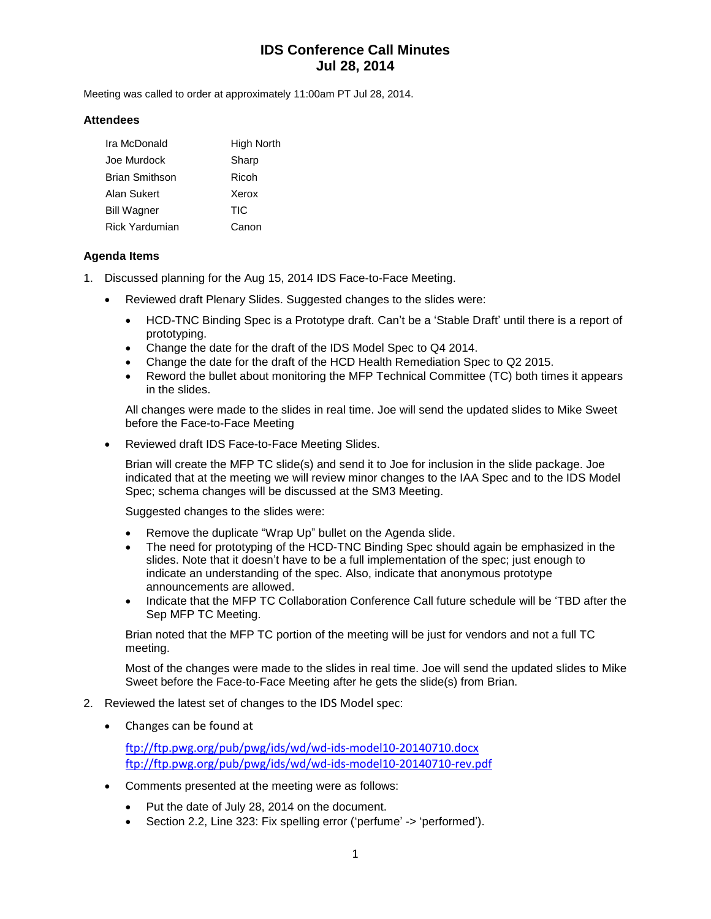# IDS Conference Call Minutes
# Jul 28, 2014

Meeting was called to order at approximately 11:00am PT Jul 28, 2014.

### Attendees

| | |
|---|---|
| Ira McDonald | High North |
| Joe Murdock | Sharp |
| Brian Smithson | Ricoh |
| Alan Sukert | Xerox |
| Bill Wagner | TIC |
| Rick Yardumian | Canon |

### Agenda Items

1. Discussed planning for the Aug 15, 2014 IDS Face-to-Face Meeting.
   - Reviewed draft Plenary Slides. Suggested changes to the slides were:
     - HCD-TNC Binding Spec is a Prototype draft. Can't be a 'Stable Draft' until there is a report of prototyping.
     - Change the date for the draft of the IDS Model Spec to Q4 2014.
     - Change the date for the draft of the HCD Health Remediation Spec to Q2 2015.
     - Reword the bullet about monitoring the MFP Technical Committee (TC) both times it appears in the slides.

     All changes were made to the slides in real time. Joe will send the updated slides to Mike Sweet before the Face-to-Face Meeting
   - Reviewed draft IDS Face-to-Face Meeting Slides.

     Brian will create the MFP TC slide(s) and send it to Joe for inclusion in the slide package. Joe indicated that at the meeting we will review minor changes to the IAA Spec and to the IDS Model Spec; schema changes will be discussed at the SM3 Meeting.

     Suggested changes to the slides were:
     - Remove the duplicate "Wrap Up" bullet on the Agenda slide.
     - The need for prototyping of the HCD-TNC Binding Spec should again be emphasized in the slides. Note that it doesn't have to be a full implementation of the spec; just enough to indicate an understanding of the spec. Also, indicate that anonymous prototype announcements are allowed.
     - Indicate that the MFP TC Collaboration Conference Call future schedule will be 'TBD after the Sep MFP TC Meeting.

     Brian noted that the MFP TC portion of the meeting will be just for vendors and not a full TC meeting.

     Most of the changes were made to the slides in real time. Joe will send the updated slides to Mike Sweet before the Face-to-Face Meeting after he gets the slide(s) from Brian.
2. Reviewed the latest set of changes to the IDS Model spec:
   - Changes can be found at

     ftp://ftp.pwg.org/pub/pwg/ids/wd/wd-ids-model10-20140710.docx
     ftp://ftp.pwg.org/pub/pwg/ids/wd/wd-ids-model10-20140710-rev.pdf
   - Comments presented at the meeting were as follows:
     - Put the date of July 28, 2014 on the document.
     - Section 2.2, Line 323: Fix spelling error ('perfume' -> 'performed').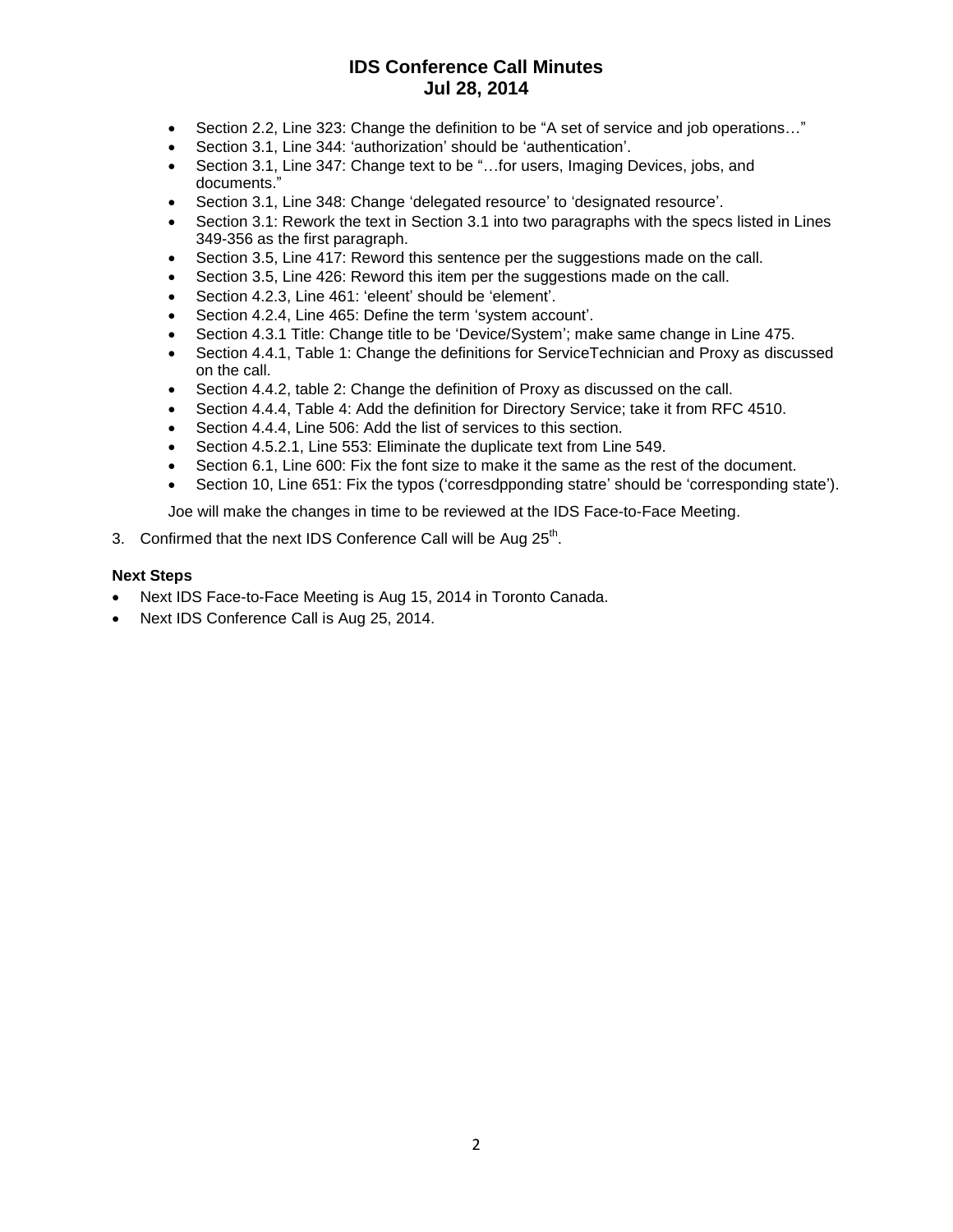- Section 2.2, Line 323: Change the definition to be "A set of service and job operations…"
- Section 3.1, Line 344: 'authorization' should be 'authentication'.
- Section 3.1, Line 347: Change text to be "…for users, Imaging Devices, jobs, and documents."
- Section 3.1, Line 348: Change 'delegated resource' to 'designated resource'.
- Section 3.1: Rework the text in Section 3.1 into two paragraphs with the specs listed in Lines 349-356 as the first paragraph.
- Section 3.5, Line 417: Reword this sentence per the suggestions made on the call.
- Section 3.5, Line 426: Reword this item per the suggestions made on the call.
- Section 4.2.3, Line 461: 'eleent' should be 'element'.
- Section 4.2.4, Line 465: Define the term 'system account'.
- Section 4.3.1 Title: Change title to be 'Device/System'; make same change in Line 475.
- Section 4.4.1, Table 1: Change the definitions for ServiceTechnician and Proxy as discussed on the call.
- Section 4.4.2, table 2: Change the definition of Proxy as discussed on the call.
- Section 4.4.4, Table 4: Add the definition for Directory Service; take it from RFC 4510.
- Section 4.4.4, Line 506: Add the list of services to this section.
- Section 4.5.2.1, Line 553: Eliminate the duplicate text from Line 549.
- Section 6.1, Line 600: Fix the font size to make it the same as the rest of the document.
- Section 10, Line 651: Fix the typos ('corresdpponding statre' should be 'corresponding state').

Joe will make the changes in time to be reviewed at the IDS Face-to-Face Meeting.

3. Confirmed that the next IDS Conference Call will be Aug 25th.

**Next Steps**

- Next IDS Face-to-Face Meeting is Aug 15, 2014 in Toronto Canada.
- Next IDS Conference Call is Aug 25, 2014.